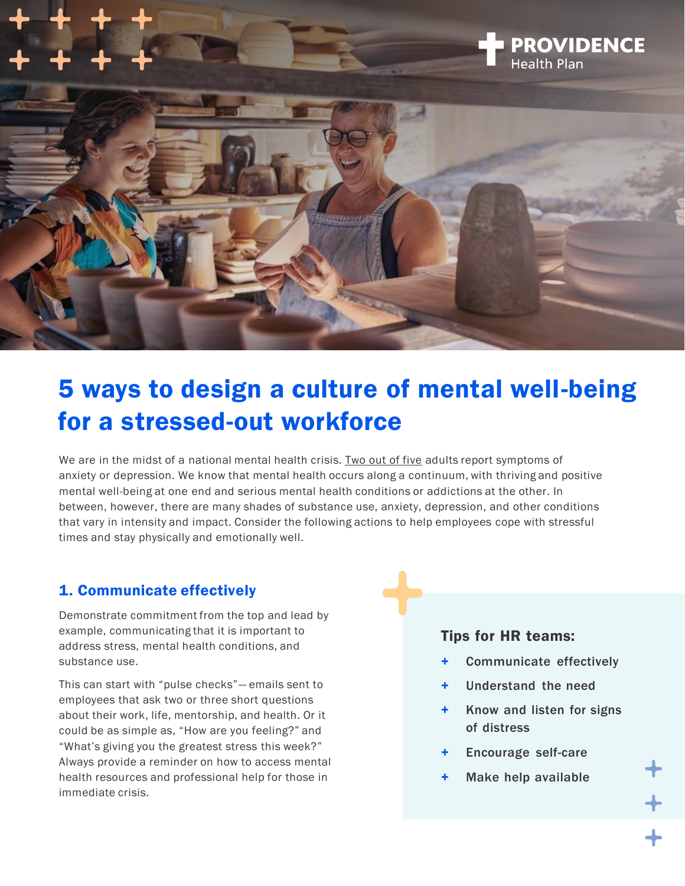PROVIDENCE Health Plan

# 5 ways to design a culture of mental well-being for a stressed-out workforce

We are in the midst of a national mental health crisis. Two out of five adults report symptoms of anxiety or depression. We know that mental health occurs along a continuum, with thriving and positive mental well-being at one end and serious mental health conditions or addictions at the other. In between, however, there are many shades of substance use, anxiety, depression, and other conditions that vary in intensity and impact. Consider the following actions to help employees cope with stressful times and stay physically and emotionally well.

## 1. Communicate effectively

Demonstrate commitment from the top and lead by example, communicating that it is important to address stress, mental health conditions, and substance use.

This can start with "pulse checks"— emails sent to employees that ask two or three short questions about their work, life, mentorship, and health. Or it could be as simple as, "How are you feeling?" and "What's giving you the greatest stress this week?" Always provide a reminder on how to access mental health resources and professional help for those in immediate crisis.

### Tips for HR teams:

- Communicate effectively
- Understand the need
- Know and listen for signs of distress
- Encourage self-care
- Make help available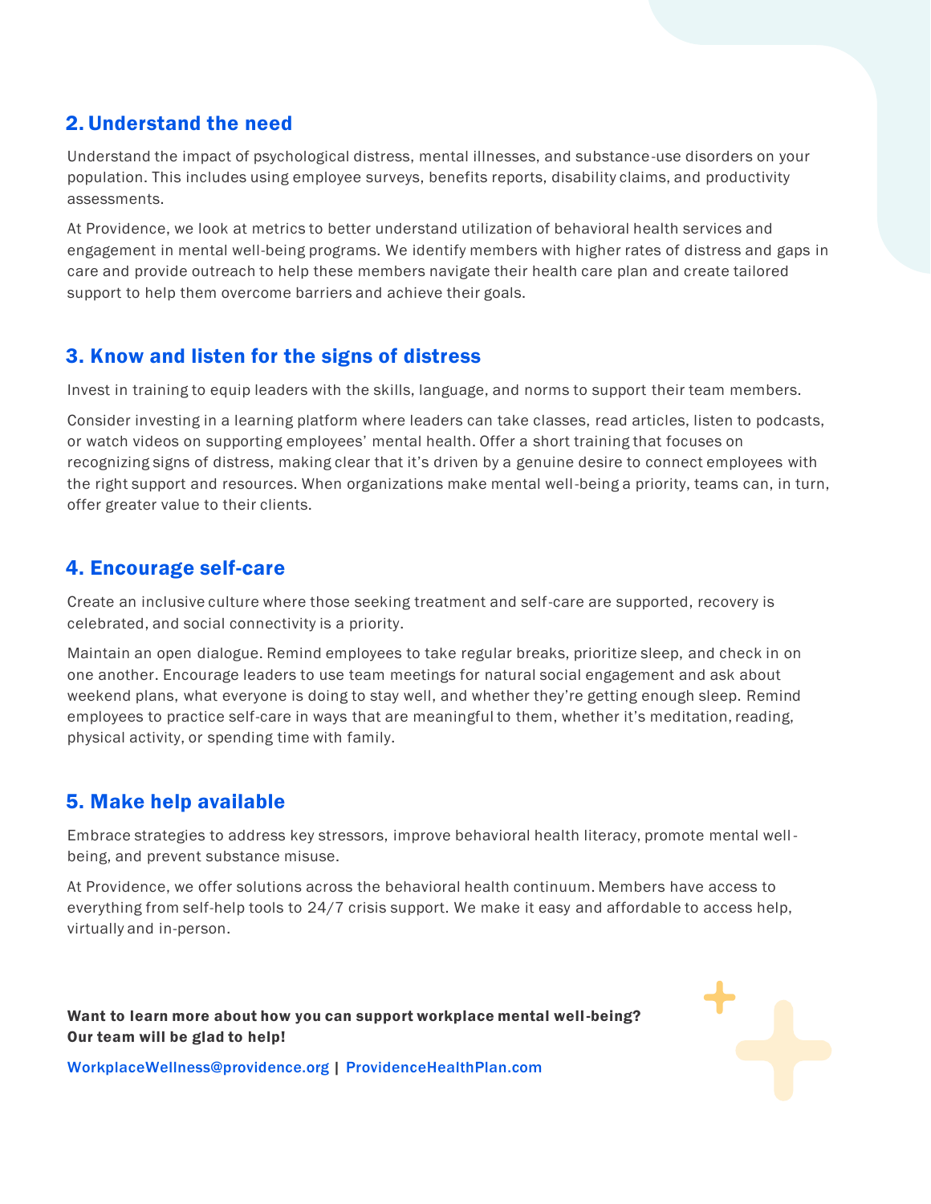## 2. Understand the need

Understand the impact of psychological distress, mental illnesses, and substance-use disorders on your population. This includes using employee surveys, benefits reports, disability claims, and productivity assessments.

At Providence, we look at metrics to better understand utilization of behavioral health services and engagement in mental well-being programs. We identify members with higher rates of distress and gaps in care and provide outreach to help these members navigate their health care plan and create tailored support to help them overcome barriers and achieve their goals.

## 3. Know and listen for the signs of distress

Invest in training to equip leaders with the skills, language, and norms to support their team members.

Consider investing in a learning platform where leaders can take classes, read articles, listen to podcasts, or watch videos on supporting employees' mental health. Offer a short training that focuses on recognizing signs of distress, making clear that it's driven by a genuine desire to connect employees with the right support and resources. When organizations make mental well-being a priority, teams can, in turn, offer greater value to their clients.

## 4. Encourage self-care

Create an inclusive culture where those seeking treatment and self-care are supported, recovery is celebrated, and social connectivity is a priority.

Maintain an open dialogue. Remind employees to take regular breaks, prioritize sleep, and check in on one another. Encourage leaders to use team meetings for natural social engagement and ask about weekend plans, what everyone is doing to stay well, and whether they're getting enough sleep. Remind employees to practice self-care in ways that are meaningful to them, whether it's meditation, reading, physical activity, or spending time with family.

## 5. Make help available

Embrace strategies to address key stressors, improve behavioral health literacy, promote mental well-being, and prevent substance misuse.

At Providence, we offer solutions across the behavioral health continuum. Members have access to everything from self-help tools to 24/7 crisis support. We make it easy and affordable to access help, virtually and in-person.

**Want to learn more about how you can support workplace mental well-being? Our team will be glad to help!**

WorkplaceWellness@providence.org | ProvidenceHealthPlan.com